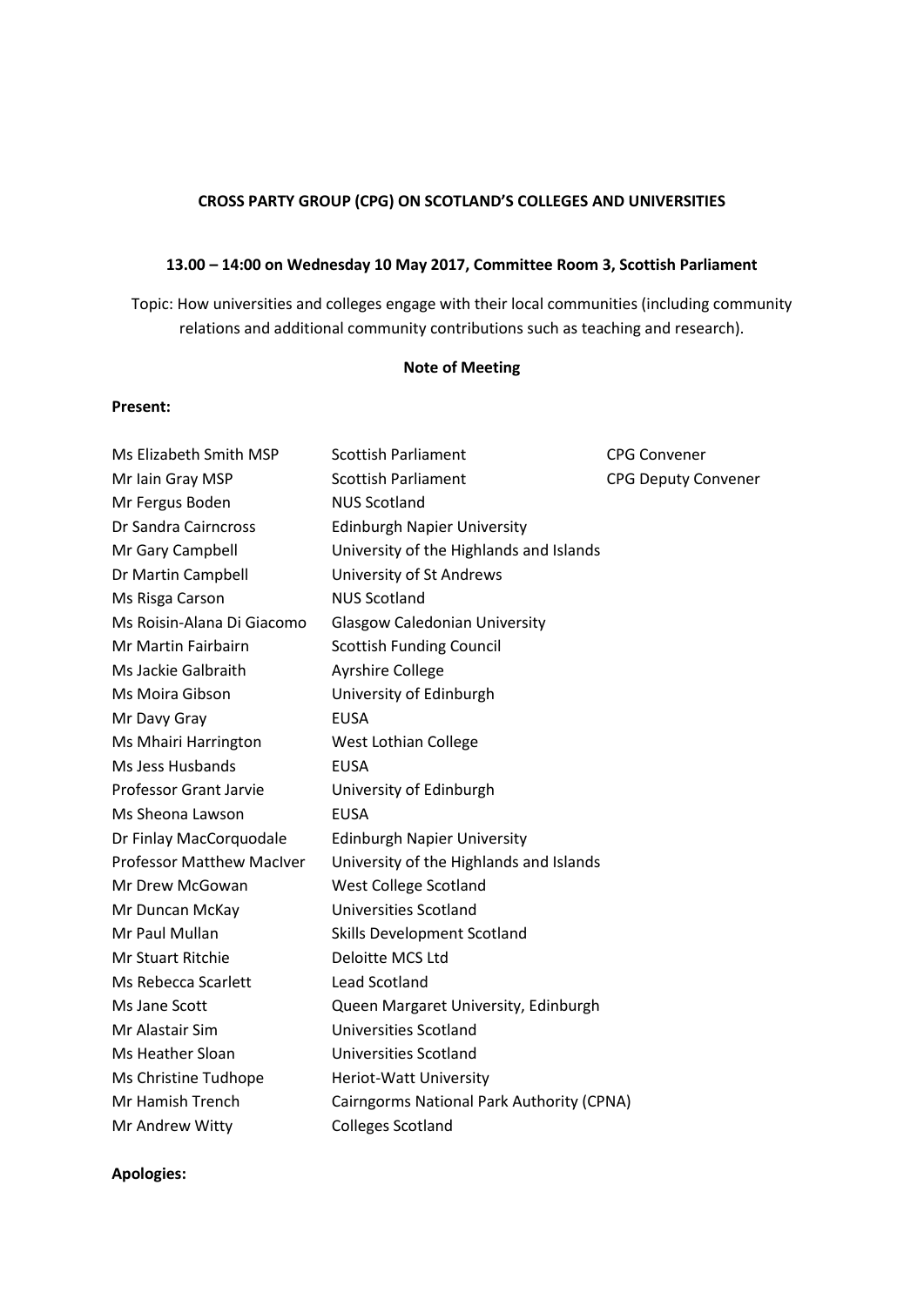**CROSS PARTY GROUP (CPG) ON SCOTLAND'S COLLEGES AND UNIVERSITIES**

**13.00 – 14:00 on Wednesday 10 May 2017, Committee Room 3, Scottish Parliament**

Topic: How universities and colleges engage with their local communities (including community relations and additional community contributions such as teaching and research).

**Note of Meeting**

**Present:**

| | | |
|---|---|---|
| Ms Elizabeth Smith MSP | Scottish Parliament | CPG Convener |
| Mr Iain Gray MSP | Scottish Parliament | CPG Deputy Convener |
| Mr Fergus Boden | NUS Scotland | |
| Dr Sandra Cairncross | Edinburgh Napier University | |
| Mr Gary Campbell | University of the Highlands and Islands | |
| Dr Martin Campbell | University of St Andrews | |
| Ms Risga Carson | NUS Scotland | |
| Ms Roisin-Alana Di Giacomo | Glasgow Caledonian University | |
| Mr Martin Fairbairn | Scottish Funding Council | |
| Ms Jackie Galbraith | Ayrshire College | |
| Ms Moira Gibson | University of Edinburgh | |
| Mr Davy Gray | EUSA | |
| Ms Mhairi Harrington | West Lothian College | |
| Ms Jess Husbands | EUSA | |
| Professor Grant Jarvie | University of Edinburgh | |
| Ms Sheona Lawson | EUSA | |
| Dr Finlay MacCorquodale | Edinburgh Napier University | |
| Professor Matthew MacIver | University of the Highlands and Islands | |
| Mr Drew McGowan | West College Scotland | |
| Mr Duncan McKay | Universities Scotland | |
| Mr Paul Mullan | Skills Development Scotland | |
| Mr Stuart Ritchie | Deloitte MCS Ltd | |
| Ms Rebecca Scarlett | Lead Scotland | |
| Ms Jane Scott | Queen Margaret University, Edinburgh | |
| Mr Alastair Sim | Universities Scotland | |
| Ms Heather Sloan | Universities Scotland | |
| Ms Christine Tudhope | Heriot-Watt University | |
| Mr Hamish Trench | Cairngorms National Park Authority (CPNA) | |
| Mr Andrew Witty | Colleges Scotland | |

**Apologies:**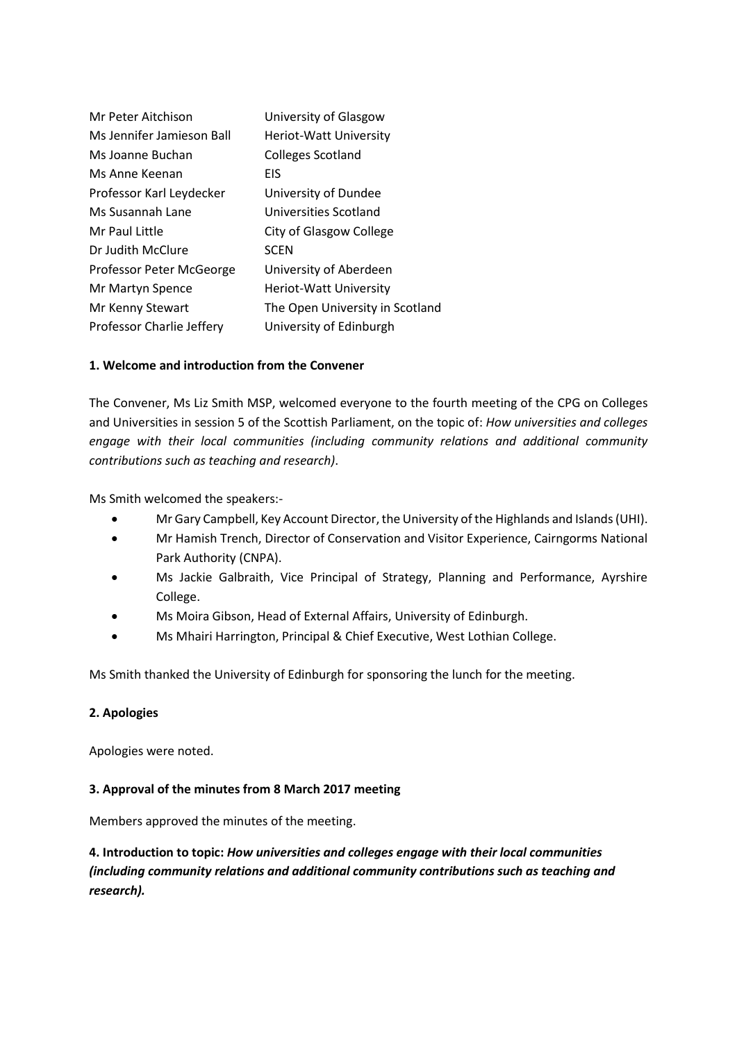| | |
|---|---|
| Mr Peter Aitchison | University of Glasgow |
| Ms Jennifer Jamieson Ball | Heriot-Watt University |
| Ms Joanne Buchan | Colleges Scotland |
| Ms Anne Keenan | EIS |
| Professor Karl Leydecker | University of Dundee |
| Ms Susannah Lane | Universities Scotland |
| Mr Paul Little | City of Glasgow College |
| Dr Judith McClure | SCEN |
| Professor Peter McGeorge | University of Aberdeen |
| Mr Martyn Spence | Heriot-Watt University |
| Mr Kenny Stewart | The Open University in Scotland |
| Professor Charlie Jeffery | University of Edinburgh |

**1. Welcome and introduction from the Convener**

The Convener, Ms Liz Smith MSP, welcomed everyone to the fourth meeting of the CPG on Colleges and Universities in session 5 of the Scottish Parliament, on the topic of: *How universities and colleges engage with their local communities (including community relations and additional community contributions such as teaching and research)*.

Ms Smith welcomed the speakers:-

- Mr Gary Campbell, Key Account Director, the University of the Highlands and Islands (UHI).
- Mr Hamish Trench, Director of Conservation and Visitor Experience, Cairngorms National Park Authority (CNPA).
- Ms Jackie Galbraith, Vice Principal of Strategy, Planning and Performance, Ayrshire College.
- Ms Moira Gibson, Head of External Affairs, University of Edinburgh.
- Ms Mhairi Harrington, Principal & Chief Executive, West Lothian College.

Ms Smith thanked the University of Edinburgh for sponsoring the lunch for the meeting.

**2. Apologies**

Apologies were noted.

**3. Approval of the minutes from 8 March 2017 meeting**

Members approved the minutes of the meeting.

**4. Introduction to topic:** ***How universities and colleges engage with their local communities (including community relations and additional community contributions such as teaching and research).***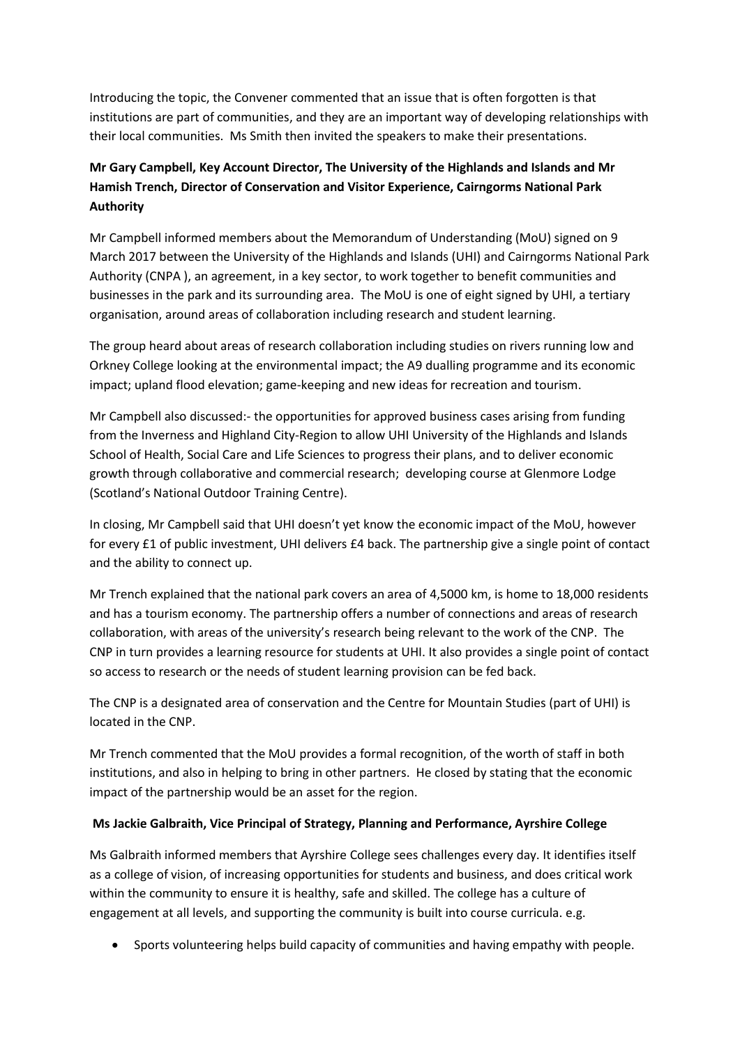Introducing the topic, the Convener commented that an issue that is often forgotten is that institutions are part of communities, and they are an important way of developing relationships with their local communities. Ms Smith then invited the speakers to make their presentations.

**Mr Gary Campbell, Key Account Director, The University of the Highlands and Islands and Mr Hamish Trench, Director of Conservation and Visitor Experience, Cairngorms National Park Authority**

Mr Campbell informed members about the Memorandum of Understanding (MoU) signed on 9 March 2017 between the University of the Highlands and Islands (UHI) and Cairngorms National Park Authority (CNPA ), an agreement, in a key sector, to work together to benefit communities and businesses in the park and its surrounding area. The MoU is one of eight signed by UHI, a tertiary organisation, around areas of collaboration including research and student learning.

The group heard about areas of research collaboration including studies on rivers running low and Orkney College looking at the environmental impact; the A9 dualling programme and its economic impact; upland flood elevation; game-keeping and new ideas for recreation and tourism.

Mr Campbell also discussed:- the opportunities for approved business cases arising from funding from the Inverness and Highland City-Region to allow UHI University of the Highlands and Islands School of Health, Social Care and Life Sciences to progress their plans, and to deliver economic growth through collaborative and commercial research; developing course at Glenmore Lodge (Scotland's National Outdoor Training Centre).

In closing, Mr Campbell said that UHI doesn't yet know the economic impact of the MoU, however for every £1 of public investment, UHI delivers £4 back. The partnership give a single point of contact and the ability to connect up.

Mr Trench explained that the national park covers an area of 4,5000 km, is home to 18,000 residents and has a tourism economy. The partnership offers a number of connections and areas of research collaboration, with areas of the university's research being relevant to the work of the CNP. The CNP in turn provides a learning resource for students at UHI. It also provides a single point of contact so access to research or the needs of student learning provision can be fed back.

The CNP is a designated area of conservation and the Centre for Mountain Studies (part of UHI) is located in the CNP.

Mr Trench commented that the MoU provides a formal recognition, of the worth of staff in both institutions, and also in helping to bring in other partners. He closed by stating that the economic impact of the partnership would be an asset for the region.

**Ms Jackie Galbraith, Vice Principal of Strategy, Planning and Performance, Ayrshire College**

Ms Galbraith informed members that Ayrshire College sees challenges every day. It identifies itself as a college of vision, of increasing opportunities for students and business, and does critical work within the community to ensure it is healthy, safe and skilled. The college has a culture of engagement at all levels, and supporting the community is built into course curricula. e.g.

- Sports volunteering helps build capacity of communities and having empathy with people.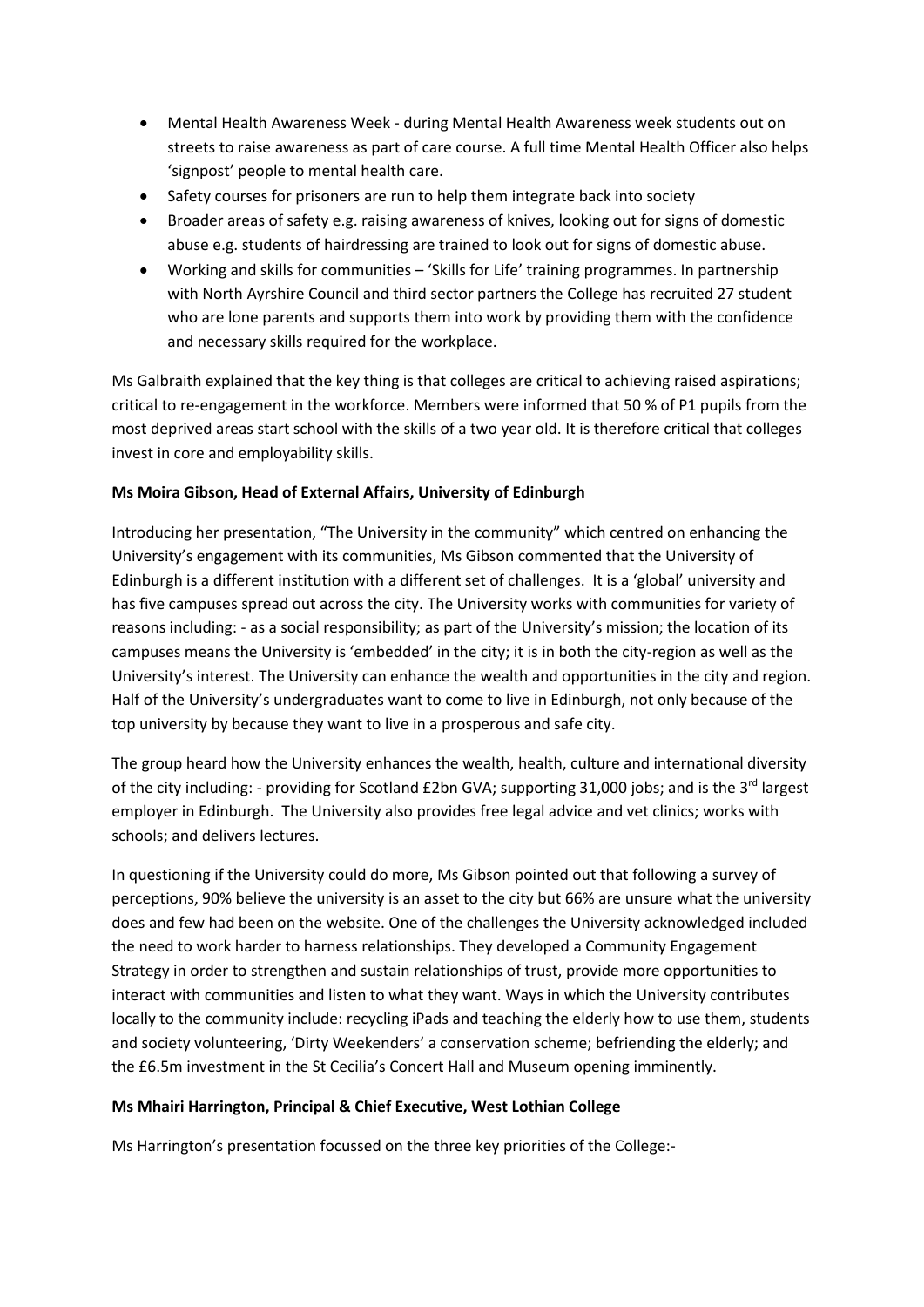- Mental Health Awareness Week - during Mental Health Awareness week students out on streets to raise awareness as part of care course. A full time Mental Health Officer also helps 'signpost' people to mental health care.
- Safety courses for prisoners are run to help them integrate back into society
- Broader areas of safety e.g. raising awareness of knives, looking out for signs of domestic abuse e.g. students of hairdressing are trained to look out for signs of domestic abuse.
- Working and skills for communities – 'Skills for Life' training programmes. In partnership with North Ayrshire Council and third sector partners the College has recruited 27 student who are lone parents and supports them into work by providing them with the confidence and necessary skills required for the workplace.

Ms Galbraith explained that the key thing is that colleges are critical to achieving raised aspirations; critical to re-engagement in the workforce. Members were informed that 50 % of P1 pupils from the most deprived areas start school with the skills of a two year old. It is therefore critical that colleges invest in core and employability skills.

**Ms Moira Gibson, Head of External Affairs, University of Edinburgh**

Introducing her presentation, "The University in the community" which centred on enhancing the University's engagement with its communities, Ms Gibson commented that the University of Edinburgh is a different institution with a different set of challenges. It is a 'global' university and has five campuses spread out across the city. The University works with communities for variety of reasons including: - as a social responsibility; as part of the University's mission; the location of its campuses means the University is 'embedded' in the city; it is in both the city-region as well as the University's interest. The University can enhance the wealth and opportunities in the city and region. Half of the University's undergraduates want to come to live in Edinburgh, not only because of the top university by because they want to live in a prosperous and safe city.

The group heard how the University enhances the wealth, health, culture and international diversity of the city including: - providing for Scotland £2bn GVA; supporting 31,000 jobs; and is the 3rd largest employer in Edinburgh. The University also provides free legal advice and vet clinics; works with schools; and delivers lectures.

In questioning if the University could do more, Ms Gibson pointed out that following a survey of perceptions, 90% believe the university is an asset to the city but 66% are unsure what the university does and few had been on the website. One of the challenges the University acknowledged included the need to work harder to harness relationships. They developed a Community Engagement Strategy in order to strengthen and sustain relationships of trust, provide more opportunities to interact with communities and listen to what they want. Ways in which the University contributes locally to the community include: recycling iPads and teaching the elderly how to use them, students and society volunteering, 'Dirty Weekenders' a conservation scheme; befriending the elderly; and the £6.5m investment in the St Cecilia's Concert Hall and Museum opening imminently.

**Ms Mhairi Harrington, Principal & Chief Executive, West Lothian College**

Ms Harrington's presentation focussed on the three key priorities of the College:-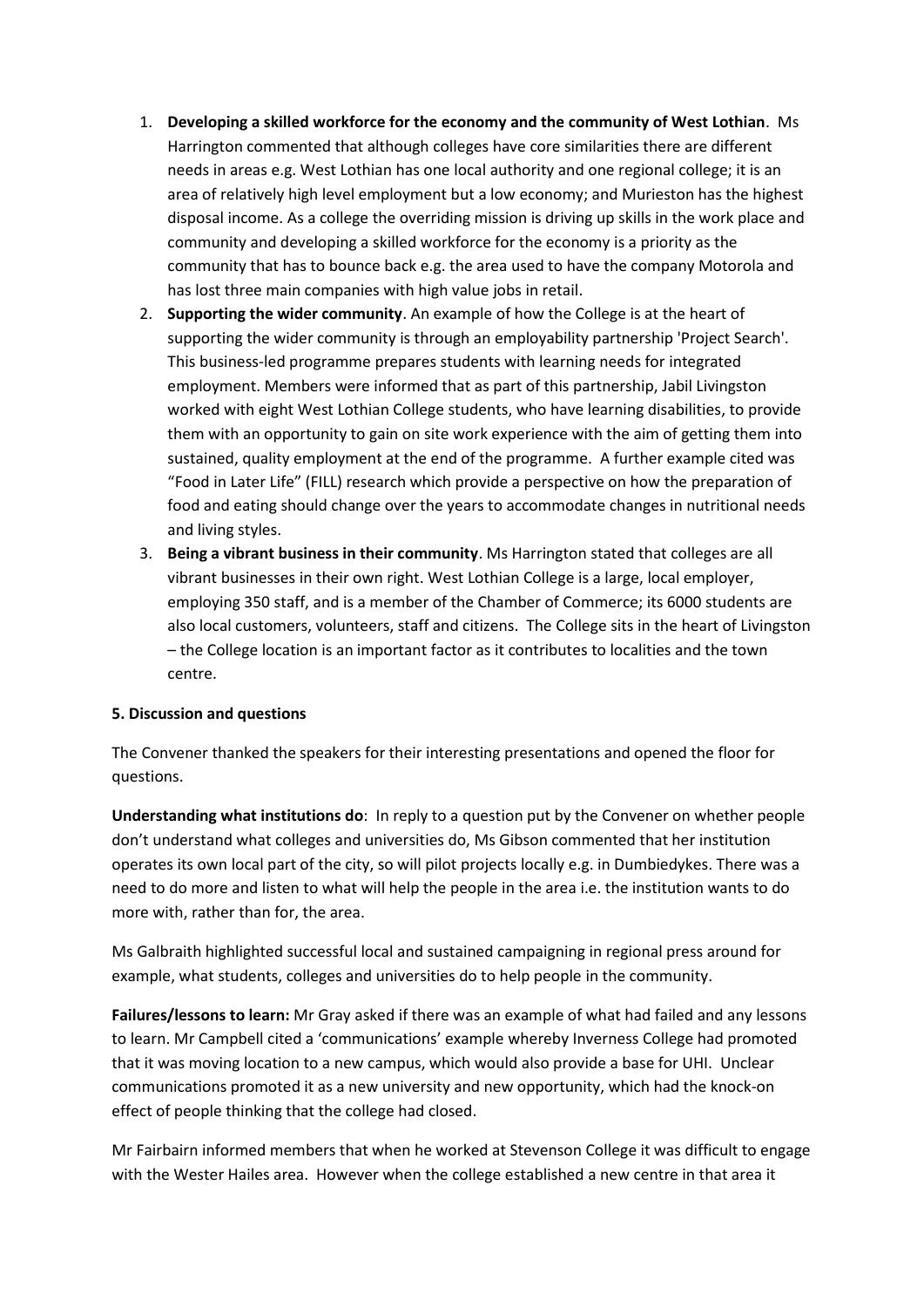1. **Developing a skilled workforce for the economy and the community of West Lothian**. Ms Harrington commented that although colleges have core similarities there are different needs in areas e.g. West Lothian has one local authority and one regional college; it is an area of relatively high level employment but a low economy; and Murieston has the highest disposal income. As a college the overriding mission is driving up skills in the work place and community and developing a skilled workforce for the economy is a priority as the community that has to bounce back e.g. the area used to have the company Motorola and has lost three main companies with high value jobs in retail.
2. **Supporting the wider community**. An example of how the College is at the heart of supporting the wider community is through an employability partnership 'Project Search'. This business-led programme prepares students with learning needs for integrated employment. Members were informed that as part of this partnership, Jabil Livingston worked with eight West Lothian College students, who have learning disabilities, to provide them with an opportunity to gain on site work experience with the aim of getting them into sustained, quality employment at the end of the programme. A further example cited was "Food in Later Life" (FILL) research which provide a perspective on how the preparation of food and eating should change over the years to accommodate changes in nutritional needs and living styles.
3. **Being a vibrant business in their community**. Ms Harrington stated that colleges are all vibrant businesses in their own right. West Lothian College is a large, local employer, employing 350 staff, and is a member of the Chamber of Commerce; its 6000 students are also local customers, volunteers, staff and citizens. The College sits in the heart of Livingston – the College location is an important factor as it contributes to localities and the town centre.

**5. Discussion and questions**

The Convener thanked the speakers for their interesting presentations and opened the floor for questions.

**Understanding what institutions do**: In reply to a question put by the Convener on whether people don't understand what colleges and universities do, Ms Gibson commented that her institution operates its own local part of the city, so will pilot projects locally e.g. in Dumbiedykes. There was a need to do more and listen to what will help the people in the area i.e. the institution wants to do more with, rather than for, the area.

Ms Galbraith highlighted successful local and sustained campaigning in regional press around for example, what students, colleges and universities do to help people in the community.

**Failures/lessons to learn:** Mr Gray asked if there was an example of what had failed and any lessons to learn. Mr Campbell cited a 'communications' example whereby Inverness College had promoted that it was moving location to a new campus, which would also provide a base for UHI. Unclear communications promoted it as a new university and new opportunity, which had the knock-on effect of people thinking that the college had closed.

Mr Fairbairn informed members that when he worked at Stevenson College it was difficult to engage with the Wester Hailes area. However when the college established a new centre in that area it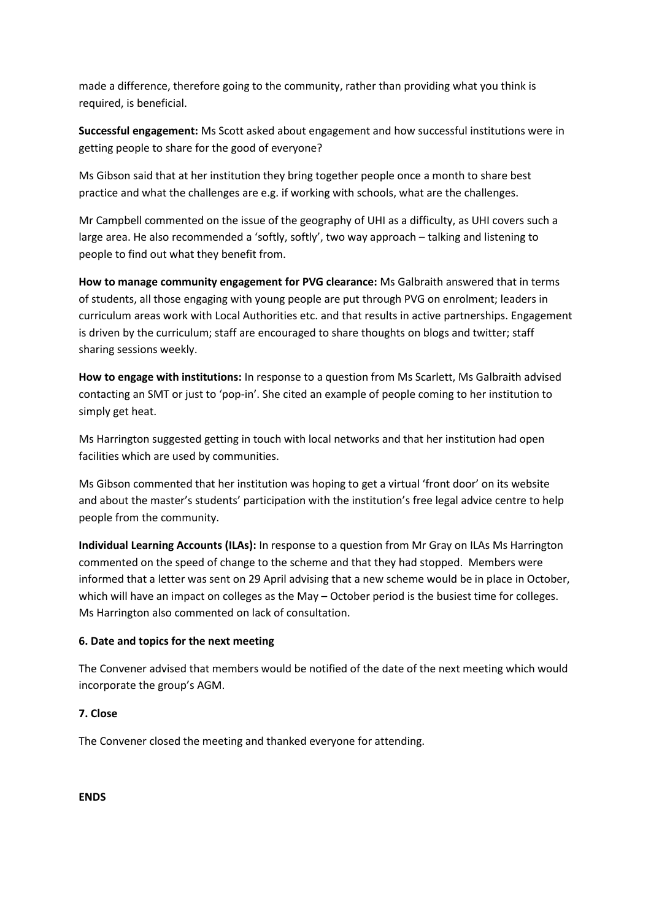made a difference, therefore going to the community, rather than providing what you think is required, is beneficial.

**Successful engagement:** Ms Scott asked about engagement and how successful institutions were in getting people to share for the good of everyone?

Ms Gibson said that at her institution they bring together people once a month to share best practice and what the challenges are e.g. if working with schools, what are the challenges.

Mr Campbell commented on the issue of the geography of UHI as a difficulty, as UHI covers such a large area. He also recommended a 'softly, softly', two way approach – talking and listening to people to find out what they benefit from.

**How to manage community engagement for PVG clearance:** Ms Galbraith answered that in terms of students, all those engaging with young people are put through PVG on enrolment; leaders in curriculum areas work with Local Authorities etc. and that results in active partnerships. Engagement is driven by the curriculum; staff are encouraged to share thoughts on blogs and twitter; staff sharing sessions weekly.

**How to engage with institutions:** In response to a question from Ms Scarlett, Ms Galbraith advised contacting an SMT or just to 'pop-in'. She cited an example of people coming to her institution to simply get heat.

Ms Harrington suggested getting in touch with local networks and that her institution had open facilities which are used by communities.

Ms Gibson commented that her institution was hoping to get a virtual 'front door' on its website and about the master's students' participation with the institution's free legal advice centre to help people from the community.

**Individual Learning Accounts (ILAs):** In response to a question from Mr Gray on ILAs Ms Harrington commented on the speed of change to the scheme and that they had stopped. Members were informed that a letter was sent on 29 April advising that a new scheme would be in place in October, which will have an impact on colleges as the May – October period is the busiest time for colleges. Ms Harrington also commented on lack of consultation.

### 6. Date and topics for the next meeting

The Convener advised that members would be notified of the date of the next meeting which would incorporate the group's AGM.

### 7. Close

The Convener closed the meeting and thanked everyone for attending.

**ENDS**